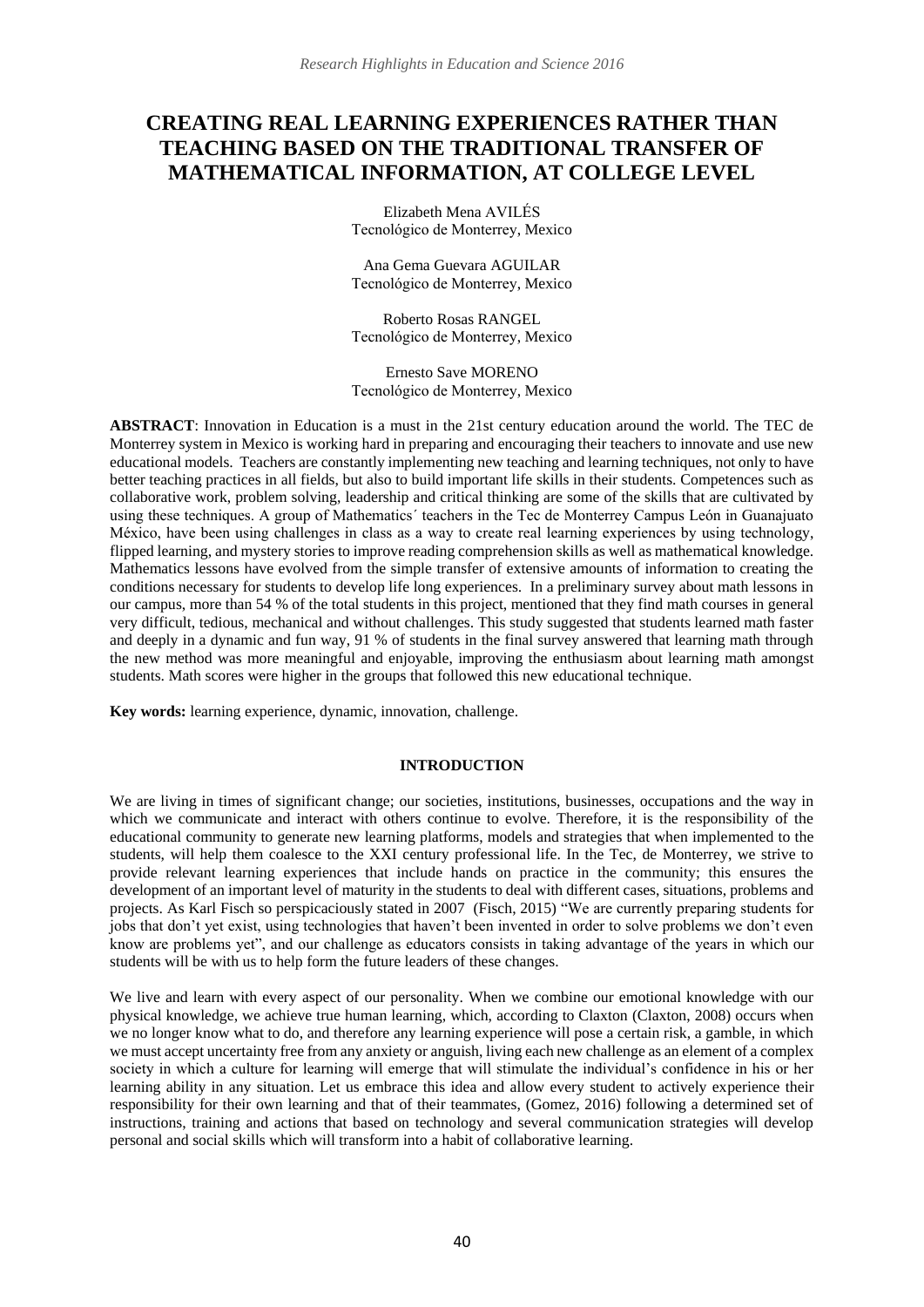# CREATING REAL LEARNING EXPERIENCES RATHER THAN TEACHING BASED ON THE TRADITIONAL TRANSFER OF MATHEMATICAL INFORMATION, AT COLLEGE LEVEL

Elizabeth Mena AVILÉS
Tecnológico de Monterrey, Mexico

Ana Gema Guevara AGUILAR
Tecnológico de Monterrey, Mexico

Roberto Rosas RANGEL
Tecnológico de Monterrey, Mexico

Ernesto Save MORENO
Tecnológico de Monterrey, Mexico

**ABSTRACT**: Innovation in Education is a must in the 21st century education around the world. The TEC de Monterrey system in Mexico is working hard in preparing and encouraging their teachers to innovate and use new educational models. Teachers are constantly implementing new teaching and learning techniques, not only to have better teaching practices in all fields, but also to build important life skills in their students. Competences such as collaborative work, problem solving, leadership and critical thinking are some of the skills that are cultivated by using these techniques. A group of Mathematics´ teachers in the Tec de Monterrey Campus León in Guanajuato México, have been using challenges in class as a way to create real learning experiences by using technology, flipped learning, and mystery stories to improve reading comprehension skills as well as mathematical knowledge. Mathematics lessons have evolved from the simple transfer of extensive amounts of information to creating the conditions necessary for students to develop life long experiences. In a preliminary survey about math lessons in our campus, more than 54 % of the total students in this project, mentioned that they find math courses in general very difficult, tedious, mechanical and without challenges. This study suggested that students learned math faster and deeply in a dynamic and fun way, 91 % of students in the final survey answered that learning math through the new method was more meaningful and enjoyable, improving the enthusiasm about learning math amongst students. Math scores were higher in the groups that followed this new educational technique.

**Key words:** learning experience, dynamic, innovation, challenge.

## INTRODUCTION

We are living in times of significant change; our societies, institutions, businesses, occupations and the way in which we communicate and interact with others continue to evolve. Therefore, it is the responsibility of the educational community to generate new learning platforms, models and strategies that when implemented to the students, will help them coalesce to the XXI century professional life. In the Tec, de Monterrey, we strive to provide relevant learning experiences that include hands on practice in the community; this ensures the development of an important level of maturity in the students to deal with different cases, situations, problems and projects. As Karl Fisch so perspicaciously stated in 2007 (Fisch, 2015) "We are currently preparing students for jobs that don't yet exist, using technologies that haven't been invented in order to solve problems we don't even know are problems yet", and our challenge as educators consists in taking advantage of the years in which our students will be with us to help form the future leaders of these changes.

We live and learn with every aspect of our personality. When we combine our emotional knowledge with our physical knowledge, we achieve true human learning, which, according to Claxton (Claxton, 2008) occurs when we no longer know what to do, and therefore any learning experience will pose a certain risk, a gamble, in which we must accept uncertainty free from any anxiety or anguish, living each new challenge as an element of a complex society in which a culture for learning will emerge that will stimulate the individual's confidence in his or her learning ability in any situation. Let us embrace this idea and allow every student to actively experience their responsibility for their own learning and that of their teammates, (Gomez, 2016) following a determined set of instructions, training and actions that based on technology and several communication strategies will develop personal and social skills which will transform into a habit of collaborative learning.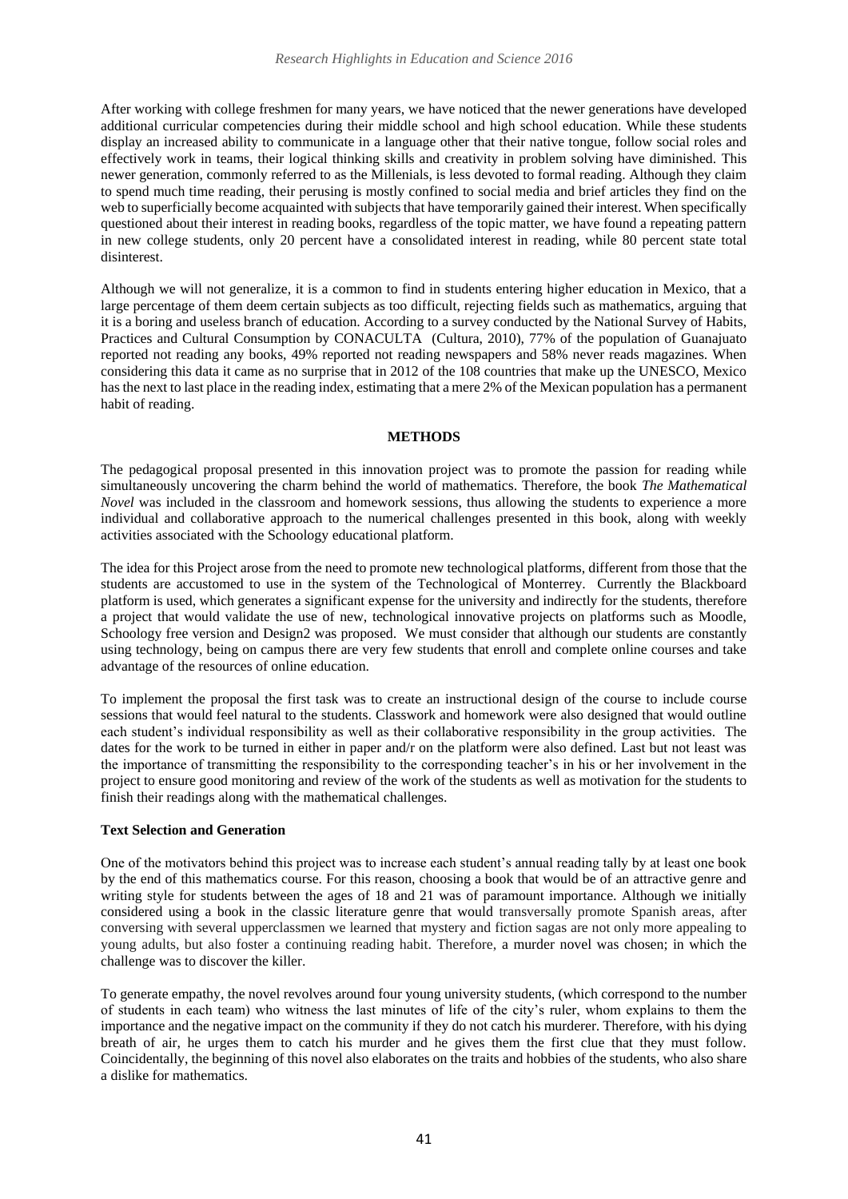After working with college freshmen for many years, we have noticed that the newer generations have developed additional curricular competencies during their middle school and high school education. While these students display an increased ability to communicate in a language other that their native tongue, follow social roles and effectively work in teams, their logical thinking skills and creativity in problem solving have diminished. This newer generation, commonly referred to as the Millenials, is less devoted to formal reading. Although they claim to spend much time reading, their perusing is mostly confined to social media and brief articles they find on the web to superficially become acquainted with subjects that have temporarily gained their interest. When specifically questioned about their interest in reading books, regardless of the topic matter, we have found a repeating pattern in new college students, only 20 percent have a consolidated interest in reading, while 80 percent state total disinterest.

Although we will not generalize, it is a common to find in students entering higher education in Mexico, that a large percentage of them deem certain subjects as too difficult, rejecting fields such as mathematics, arguing that it is a boring and useless branch of education. According to a survey conducted by the National Survey of Habits, Practices and Cultural Consumption by CONACULTA (Cultura, 2010), 77% of the population of Guanajuato reported not reading any books, 49% reported not reading newspapers and 58% never reads magazines. When considering this data it came as no surprise that in 2012 of the 108 countries that make up the UNESCO, Mexico has the next to last place in the reading index, estimating that a mere 2% of the Mexican population has a permanent habit of reading.

## METHODS

The pedagogical proposal presented in this innovation project was to promote the passion for reading while simultaneously uncovering the charm behind the world of mathematics. Therefore, the book *The Mathematical Novel* was included in the classroom and homework sessions, thus allowing the students to experience a more individual and collaborative approach to the numerical challenges presented in this book, along with weekly activities associated with the Schoology educational platform.

The idea for this Project arose from the need to promote new technological platforms, different from those that the students are accustomed to use in the system of the Technological of Monterrey. Currently the Blackboard platform is used, which generates a significant expense for the university and indirectly for the students, therefore a project that would validate the use of new, technological innovative projects on platforms such as Moodle, Schoology free version and Design2 was proposed. We must consider that although our students are constantly using technology, being on campus there are very few students that enroll and complete online courses and take advantage of the resources of online education.

To implement the proposal the first task was to create an instructional design of the course to include course sessions that would feel natural to the students. Classwork and homework were also designed that would outline each student's individual responsibility as well as their collaborative responsibility in the group activities. The dates for the work to be turned in either in paper and/r on the platform were also defined. Last but not least was the importance of transmitting the responsibility to the corresponding teacher's in his or her involvement in the project to ensure good monitoring and review of the work of the students as well as motivation for the students to finish their readings along with the mathematical challenges.

### Text Selection and Generation

One of the motivators behind this project was to increase each student's annual reading tally by at least one book by the end of this mathematics course. For this reason, choosing a book that would be of an attractive genre and writing style for students between the ages of 18 and 21 was of paramount importance. Although we initially considered using a book in the classic literature genre that would transversally promote Spanish areas, after conversing with several upperclassmen we learned that mystery and fiction sagas are not only more appealing to young adults, but also foster a continuing reading habit. Therefore, a murder novel was chosen; in which the challenge was to discover the killer.

To generate empathy, the novel revolves around four young university students, (which correspond to the number of students in each team) who witness the last minutes of life of the city's ruler, whom explains to them the importance and the negative impact on the community if they do not catch his murderer. Therefore, with his dying breath of air, he urges them to catch his murder and he gives them the first clue that they must follow. Coincidentally, the beginning of this novel also elaborates on the traits and hobbies of the students, who also share a dislike for mathematics.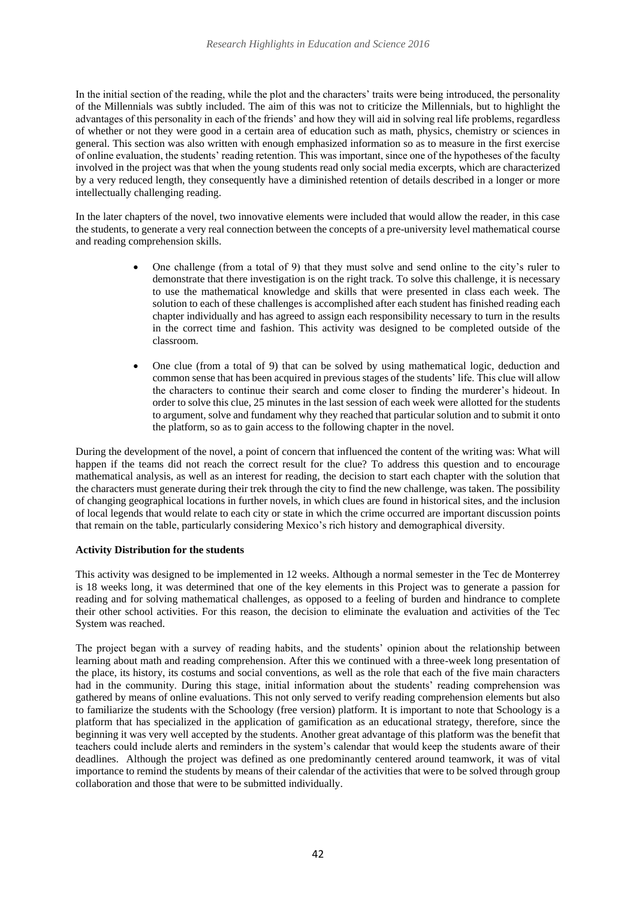In the initial section of the reading, while the plot and the characters' traits were being introduced, the personality of the Millennials was subtly included. The aim of this was not to criticize the Millennials, but to highlight the advantages of this personality in each of the friends' and how they will aid in solving real life problems, regardless of whether or not they were good in a certain area of education such as math, physics, chemistry or sciences in general. This section was also written with enough emphasized information so as to measure in the first exercise of online evaluation, the students' reading retention. This was important, since one of the hypotheses of the faculty involved in the project was that when the young students read only social media excerpts, which are characterized by a very reduced length, they consequently have a diminished retention of details described in a longer or more intellectually challenging reading.

In the later chapters of the novel, two innovative elements were included that would allow the reader, in this case the students, to generate a very real connection between the concepts of a pre-university level mathematical course and reading comprehension skills.

- One challenge (from a total of 9) that they must solve and send online to the city's ruler to demonstrate that there investigation is on the right track. To solve this challenge, it is necessary to use the mathematical knowledge and skills that were presented in class each week. The solution to each of these challenges is accomplished after each student has finished reading each chapter individually and has agreed to assign each responsibility necessary to turn in the results in the correct time and fashion. This activity was designed to be completed outside of the classroom.
- One clue (from a total of 9) that can be solved by using mathematical logic, deduction and common sense that has been acquired in previous stages of the students' life. This clue will allow the characters to continue their search and come closer to finding the murderer's hideout. In order to solve this clue, 25 minutes in the last session of each week were allotted for the students to argument, solve and fundament why they reached that particular solution and to submit it onto the platform, so as to gain access to the following chapter in the novel.

During the development of the novel, a point of concern that influenced the content of the writing was: What will happen if the teams did not reach the correct result for the clue? To address this question and to encourage mathematical analysis, as well as an interest for reading, the decision to start each chapter with the solution that the characters must generate during their trek through the city to find the new challenge, was taken. The possibility of changing geographical locations in further novels, in which clues are found in historical sites, and the inclusion of local legends that would relate to each city or state in which the crime occurred are important discussion points that remain on the table, particularly considering Mexico's rich history and demographical diversity.

**Activity Distribution for the students**

This activity was designed to be implemented in 12 weeks. Although a normal semester in the Tec de Monterrey is 18 weeks long, it was determined that one of the key elements in this Project was to generate a passion for reading and for solving mathematical challenges, as opposed to a feeling of burden and hindrance to complete their other school activities. For this reason, the decision to eliminate the evaluation and activities of the Tec System was reached.

The project began with a survey of reading habits, and the students' opinion about the relationship between learning about math and reading comprehension. After this we continued with a three-week long presentation of the place, its history, its costums and social conventions, as well as the role that each of the five main characters had in the community. During this stage, initial information about the students' reading comprehension was gathered by means of online evaluations. This not only served to verify reading comprehension elements but also to familiarize the students with the Schoology (free version) platform. It is important to note that Schoology is a platform that has specialized in the application of gamification as an educational strategy, therefore, since the beginning it was very well accepted by the students. Another great advantage of this platform was the benefit that teachers could include alerts and reminders in the system's calendar that would keep the students aware of their deadlines. Although the project was defined as one predominantly centered around teamwork, it was of vital importance to remind the students by means of their calendar of the activities that were to be solved through group collaboration and those that were to be submitted individually.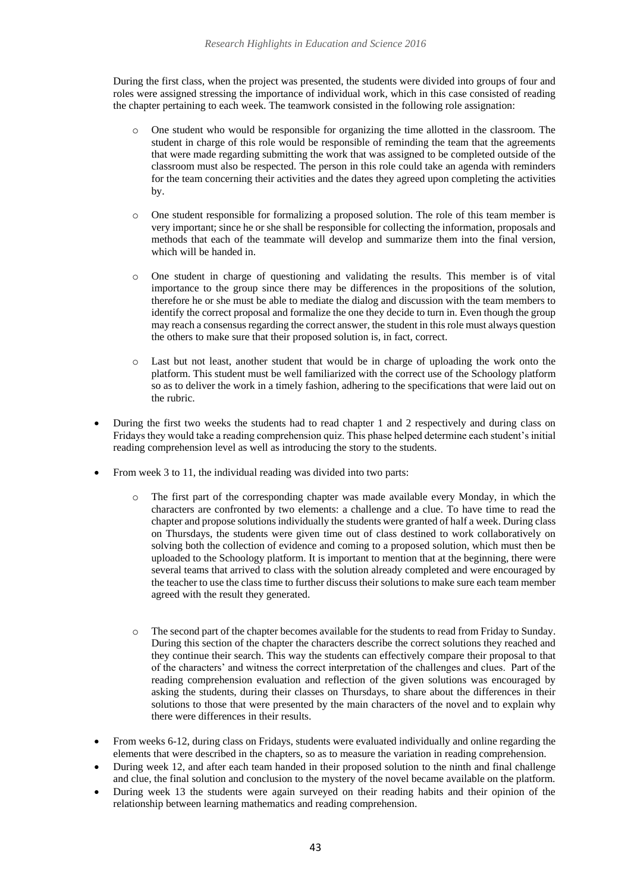During the first class, when the project was presented, the students were divided into groups of four and roles were assigned stressing the importance of individual work, which in this case consisted of reading the chapter pertaining to each week. The teamwork consisted in the following role assignation:

- One student who would be responsible for organizing the time allotted in the classroom. The student in charge of this role would be responsible of reminding the team that the agreements that were made regarding submitting the work that was assigned to be completed outside of the classroom must also be respected. The person in this role could take an agenda with reminders for the team concerning their activities and the dates they agreed upon completing the activities by.

- One student responsible for formalizing a proposed solution. The role of this team member is very important; since he or she shall be responsible for collecting the information, proposals and methods that each of the teammate will develop and summarize them into the final version, which will be handed in.

- One student in charge of questioning and validating the results. This member is of vital importance to the group since there may be differences in the propositions of the solution, therefore he or she must be able to mediate the dialog and discussion with the team members to identify the correct proposal and formalize the one they decide to turn in. Even though the group may reach a consensus regarding the correct answer, the student in this role must always question the others to make sure that their proposed solution is, in fact, correct.

- Last but not least, another student that would be in charge of uploading the work onto the platform. This student must be well familiarized with the correct use of the Schoology platform so as to deliver the work in a timely fashion, adhering to the specifications that were laid out on the rubric.

- During the first two weeks the students had to read chapter 1 and 2 respectively and during class on Fridays they would take a reading comprehension quiz. This phase helped determine each student's initial reading comprehension level as well as introducing the story to the students.

- From week 3 to 11, the individual reading was divided into two parts:

  - The first part of the corresponding chapter was made available every Monday, in which the characters are confronted by two elements: a challenge and a clue. To have time to read the chapter and propose solutions individually the students were granted of half a week. During class on Thursdays, the students were given time out of class destined to work collaboratively on solving both the collection of evidence and coming to a proposed solution, which must then be uploaded to the Schoology platform. It is important to mention that at the beginning, there were several teams that arrived to class with the solution already completed and were encouraged by the teacher to use the class time to further discuss their solutions to make sure each team member agreed with the result they generated.

  - The second part of the chapter becomes available for the students to read from Friday to Sunday. During this section of the chapter the characters describe the correct solutions they reached and they continue their search. This way the students can effectively compare their proposal to that of the characters' and witness the correct interpretation of the challenges and clues. Part of the reading comprehension evaluation and reflection of the given solutions was encouraged by asking the students, during their classes on Thursdays, to share about the differences in their solutions to those that were presented by the main characters of the novel and to explain why there were differences in their results.

- From weeks 6-12, during class on Fridays, students were evaluated individually and online regarding the elements that were described in the chapters, so as to measure the variation in reading comprehension.
- During week 12, and after each team handed in their proposed solution to the ninth and final challenge and clue, the final solution and conclusion to the mystery of the novel became available on the platform.
- During week 13 the students were again surveyed on their reading habits and their opinion of the relationship between learning mathematics and reading comprehension.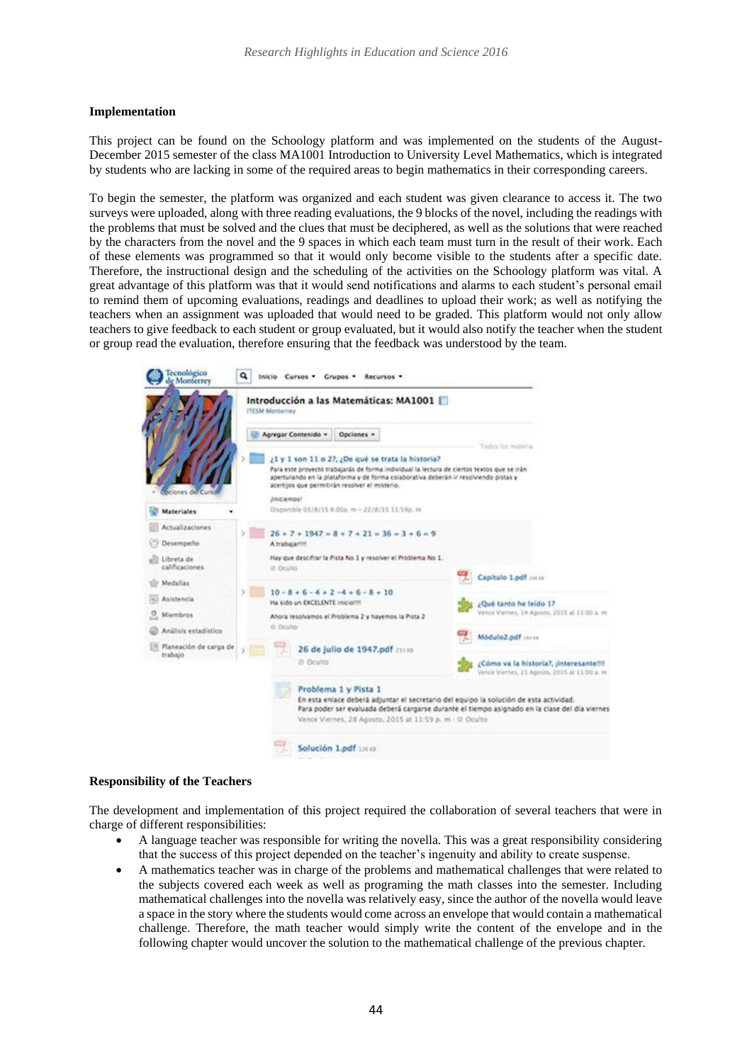### Implementation

This project can be found on the Schoology platform and was implemented on the students of the August-December 2015 semester of the class MA1001 Introduction to University Level Mathematics, which is integrated by students who are lacking in some of the required areas to begin mathematics in their corresponding careers.

To begin the semester, the platform was organized and each student was given clearance to access it. The two surveys were uploaded, along with three reading evaluations, the 9 blocks of the novel, including the readings with the problems that must be solved and the clues that must be deciphered, as well as the solutions that were reached by the characters from the novel and the 9 spaces in which each team must turn in the result of their work. Each of these elements was programmed so that it would only become visible to the students after a specific date. Therefore, the instructional design and the scheduling of the activities on the Schoology platform was vital. A great advantage of this platform was that it would send notifications and alarms to each student's personal email to remind them of upcoming evaluations, readings and deadlines to upload their work; as well as notifying the teachers when an assignment was uploaded that would need to be graded. This platform would not only allow teachers to give feedback to each student or group evaluated, but it would also notify the teacher when the student or group read the evaluation, therefore ensuring that the feedback was understood by the team.

### Responsibility of the Teachers

The development and implementation of this project required the collaboration of several teachers that were in charge of different responsibilities:

- A language teacher was responsible for writing the novella. This was a great responsibility considering that the success of this project depended on the teacher's ingenuity and ability to create suspense.
- A mathematics teacher was in charge of the problems and mathematical challenges that were related to the subjects covered each week as well as programing the math classes into the semester. Including mathematical challenges into the novella was relatively easy, since the author of the novella would leave a space in the story where the students would come across an envelope that would contain a mathematical challenge. Therefore, the math teacher would simply write the content of the envelope and in the following chapter would uncover the solution to the mathematical challenge of the previous chapter.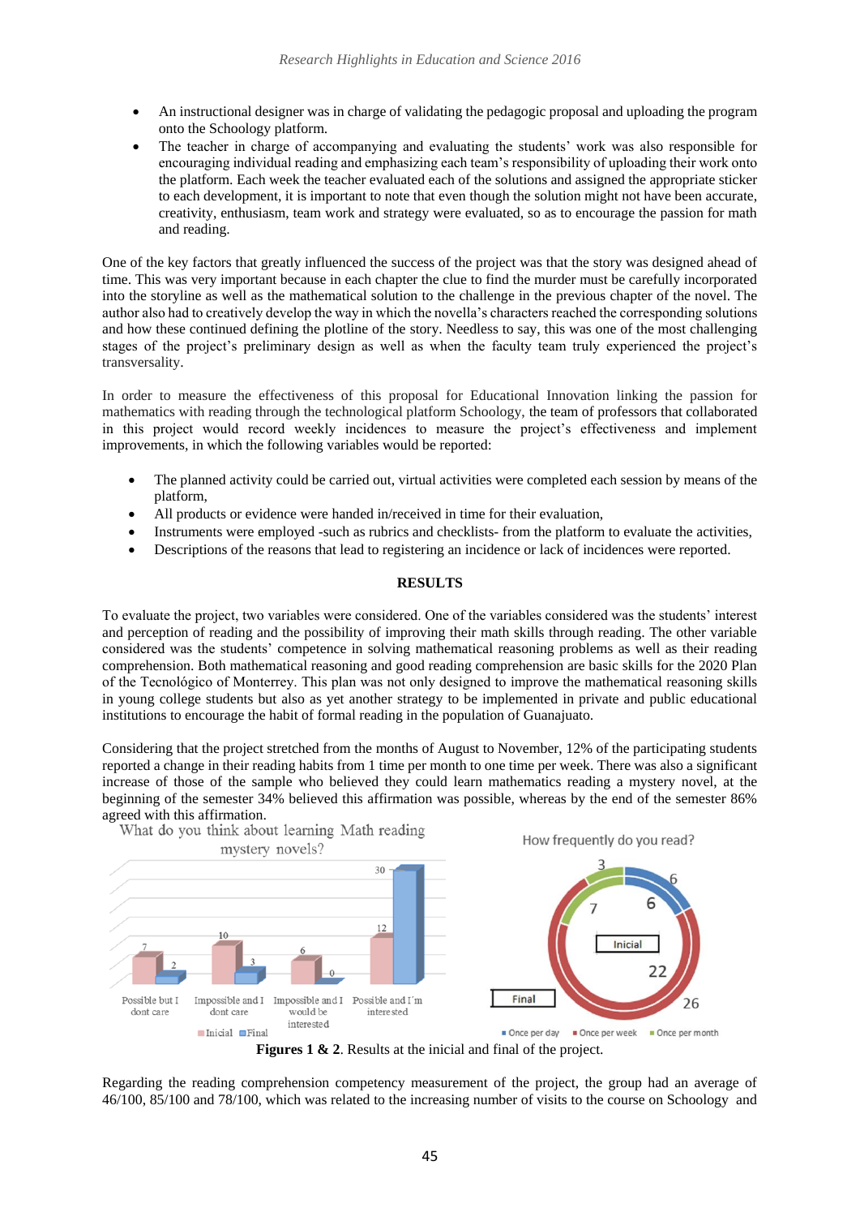- An instructional designer was in charge of validating the pedagogic proposal and uploading the program onto the Schoology platform.
- The teacher in charge of accompanying and evaluating the students' work was also responsible for encouraging individual reading and emphasizing each team's responsibility of uploading their work onto the platform. Each week the teacher evaluated each of the solutions and assigned the appropriate sticker to each development, it is important to note that even though the solution might not have been accurate, creativity, enthusiasm, team work and strategy were evaluated, so as to encourage the passion for math and reading.

One of the key factors that greatly influenced the success of the project was that the story was designed ahead of time. This was very important because in each chapter the clue to find the murder must be carefully incorporated into the storyline as well as the mathematical solution to the challenge in the previous chapter of the novel. The author also had to creatively develop the way in which the novella's characters reached the corresponding solutions and how these continued defining the plotline of the story. Needless to say, this was one of the most challenging stages of the project's preliminary design as well as when the faculty team truly experienced the project's transversality.

In order to measure the effectiveness of this proposal for Educational Innovation linking the passion for mathematics with reading through the technological platform Schoology, the team of professors that collaborated in this project would record weekly incidences to measure the project's effectiveness and implement improvements, in which the following variables would be reported:

- The planned activity could be carried out, virtual activities were completed each session by means of the platform,
- All products or evidence were handed in/received in time for their evaluation,
- Instruments were employed -such as rubrics and checklists- from the platform to evaluate the activities,
- Descriptions of the reasons that lead to registering an incidence or lack of incidences were reported.

## RESULTS

To evaluate the project, two variables were considered. One of the variables considered was the students' interest and perception of reading and the possibility of improving their math skills through reading. The other variable considered was the students' competence in solving mathematical reasoning problems as well as their reading comprehension. Both mathematical reasoning and good reading comprehension are basic skills for the 2020 Plan of the Tecnológico of Monterrey. This plan was not only designed to improve the mathematical reasoning skills in young college students but also as yet another strategy to be implemented in private and public educational institutions to encourage the habit of formal reading in the population of Guanajuato.

Considering that the project stretched from the months of August to November, 12% of the participating students reported a change in their reading habits from 1 time per month to one time per week. There was also a significant increase of those of the sample who believed they could learn mathematics reading a mystery novel, at the beginning of the semester 34% believed this affirmation was possible, whereas by the end of the semester 86% agreed with this affirmation.

**Figures 1 & 2**. Results at the inicial and final of the project.

Regarding the reading comprehension competency measurement of the project, the group had an average of 46/100, 85/100 and 78/100, which was related to the increasing number of visits to the course on Schoology and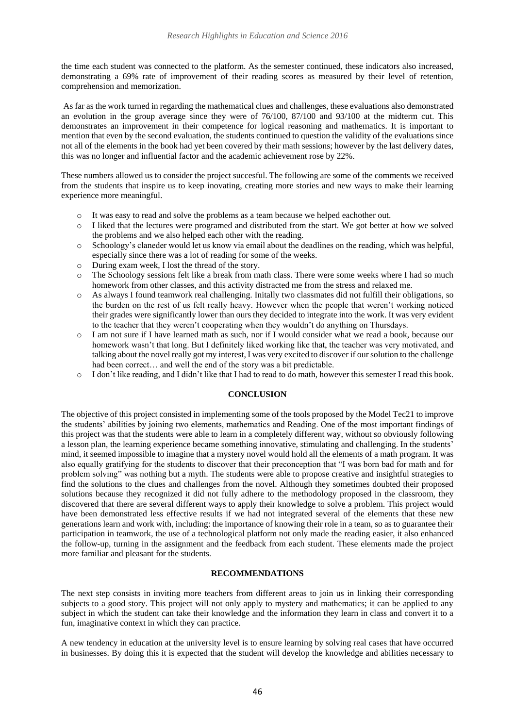the time each student was connected to the platform. As the semester continued, these indicators also increased, demonstrating a 69% rate of improvement of their reading scores as measured by their level of retention, comprehension and memorization.

As far as the work turned in regarding the mathematical clues and challenges, these evaluations also demonstrated an evolution in the group average since they were of 76/100, 87/100 and 93/100 at the midterm cut. This demonstrates an improvement in their competence for logical reasoning and mathematics. It is important to mention that even by the second evaluation, the students continued to question the validity of the evaluations since not all of the elements in the book had yet been covered by their math sessions; however by the last delivery dates, this was no longer and influential factor and the academic achievement rose by 22%.

These numbers allowed us to consider the project succesful. The following are some of the comments we received from the students that inspire us to keep inovating, creating more stories and new ways to make their learning experience more meaningful.

- It was easy to read and solve the problems as a team because we helped eachother out.
- I liked that the lectures were programed and distributed from the start. We got better at how we solved the problems and we also helped each other with the reading.
- Schoology's claneder would let us know via email about the deadlines on the reading, which was helpful, especially since there was a lot of reading for some of the weeks.
- During exam week, I lost the thread of the story.
- The Schoology sessions felt like a break from math class. There were some weeks where I had so much homework from other classes, and this activity distracted me from the stress and relaxed me.
- As always I found teamwork real challenging. Initally two classmates did not fulfill their obligations, so the burden on the rest of us felt really heavy. However when the people that weren't working noticed their grades were significantly lower than ours they decided to integrate into the work. It was very evident to the teacher that they weren't cooperating when they wouldn't do anything on Thursdays.
- I am not sure if I have learned math as such, nor if I would consider what we read a book, because our homework wasn't that long. But I definitely liked working like that, the teacher was very motivated, and talking about the novel really got my interest, I was very excited to discover if our solution to the challenge had been correct… and well the end of the story was a bit predictable.
- I don't like reading, and I didn't like that I had to read to do math, however this semester I read this book.

## CONCLUSION

The objective of this project consisted in implementing some of the tools proposed by the Model Tec21 to improve the students' abilities by joining two elements, mathematics and Reading. One of the most important findings of this project was that the students were able to learn in a completely different way, without so obviously following a lesson plan, the learning experience became something innovative, stimulating and challenging. In the students' mind, it seemed impossible to imagine that a mystery novel would hold all the elements of a math program. It was also equally gratifying for the students to discover that their preconception that "I was born bad for math and for problem solving" was nothing but a myth. The students were able to propose creative and insightful strategies to find the solutions to the clues and challenges from the novel. Although they sometimes doubted their proposed solutions because they recognized it did not fully adhere to the methodology proposed in the classroom, they discovered that there are several different ways to apply their knowledge to solve a problem. This project would have been demonstrated less effective results if we had not integrated several of the elements that these new generations learn and work with, including: the importance of knowing their role in a team, so as to guarantee their participation in teamwork, the use of a technological platform not only made the reading easier, it also enhanced the follow-up, turning in the assignment and the feedback from each student. These elements made the project more familiar and pleasant for the students.

## RECOMMENDATIONS

The next step consists in inviting more teachers from different areas to join us in linking their corresponding subjects to a good story. This project will not only apply to mystery and mathematics; it can be applied to any subject in which the student can take their knowledge and the information they learn in class and convert it to a fun, imaginative context in which they can practice.

A new tendency in education at the university level is to ensure learning by solving real cases that have occurred in businesses. By doing this it is expected that the student will develop the knowledge and abilities necessary to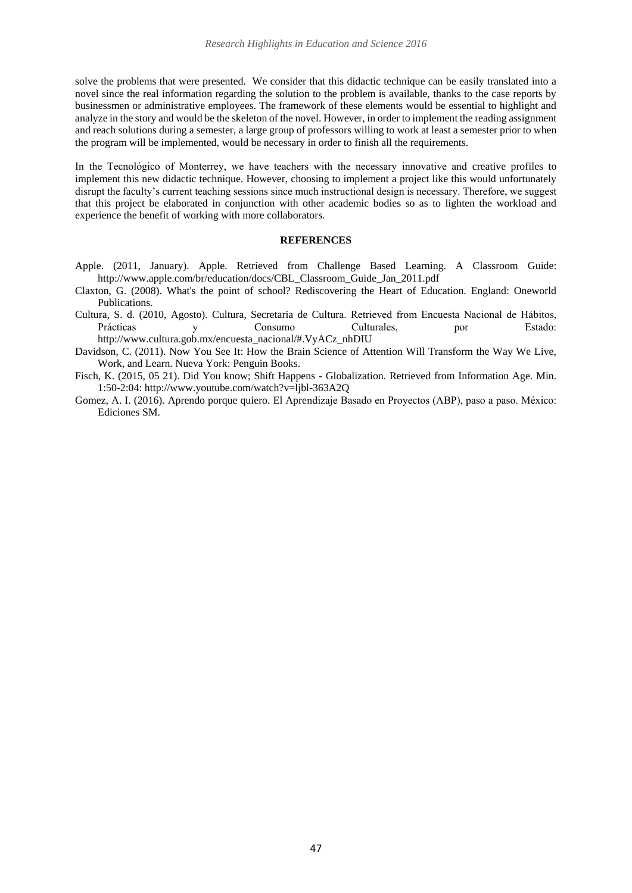solve the problems that were presented. We consider that this didactic technique can be easily translated into a novel since the real information regarding the solution to the problem is available, thanks to the case reports by businessmen or administrative employees. The framework of these elements would be essential to highlight and analyze in the story and would be the skeleton of the novel. However, in order to implement the reading assignment and reach solutions during a semester, a large group of professors willing to work at least a semester prior to when the program will be implemented, would be necessary in order to finish all the requirements.

In the Tecnológico of Monterrey, we have teachers with the necessary innovative and creative profiles to implement this new didactic technique. However, choosing to implement a project like this would unfortunately disrupt the faculty's current teaching sessions since much instructional design is necessary. Therefore, we suggest that this project be elaborated in conjunction with other academic bodies so as to lighten the workload and experience the benefit of working with more collaborators.

## REFERENCES

Apple. (2011, January). Apple. Retrieved from Challenge Based Learning. A Classroom Guide: http://www.apple.com/br/education/docs/CBL_Classroom_Guide_Jan_2011.pdf

Claxton, G. (2008). What's the point of school? Rediscovering the Heart of Education. England: Oneworld Publications.

Cultura, S. d. (2010, Agosto). Cultura, Secretaria de Cultura. Retrieved from Encuesta Nacional de Hábitos, Prácticas y Consumo Culturales, por Estado: http://www.cultura.gob.mx/encuesta_nacional/#.VyACz_nhDIU

Davidson, C. (2011). Now You See It: How the Brain Science of Attention Will Transform the Way We Live, Work, and Learn. Nueva York: Penguin Books.

Fisch, K. (2015, 05 21). Did You know; Shift Happens - Globalization. Retrieved from Information Age. Min. 1:50-2:04: http://www.youtube.com/watch?v=ljbl-363A2Q

Gomez, A. I. (2016). Aprendo porque quiero. El Aprendizaje Basado en Proyectos (ABP), paso a paso. México: Ediciones SM.